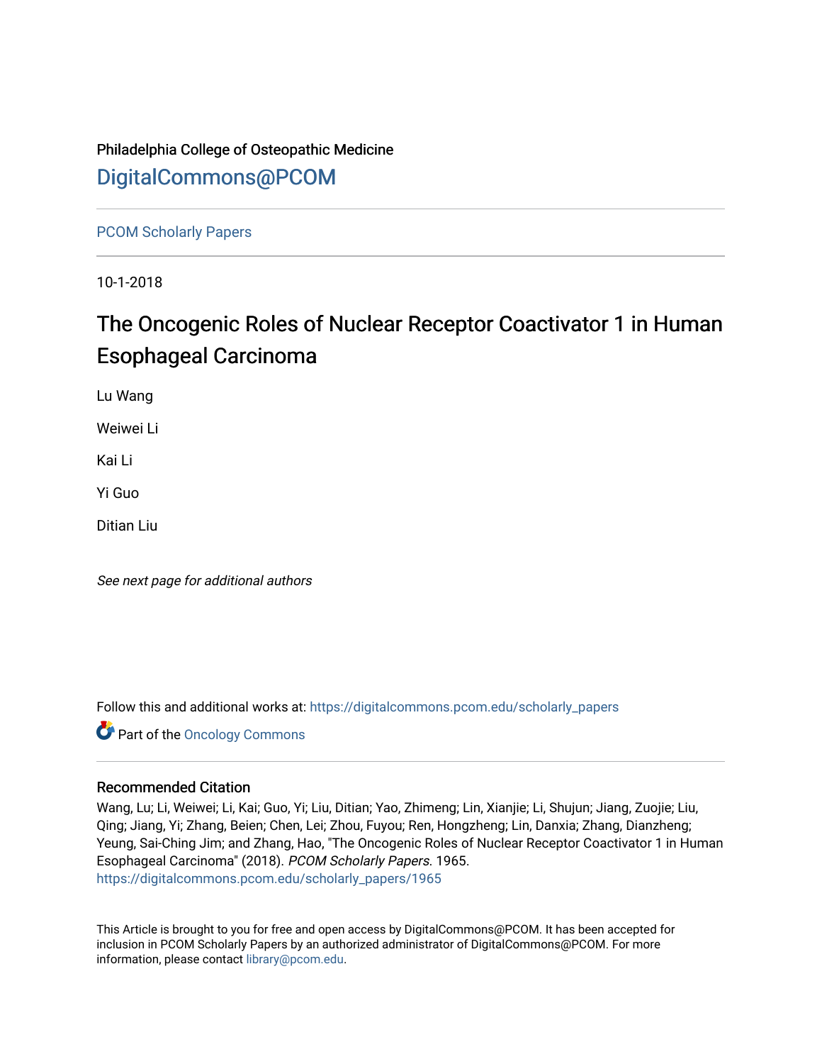Philadelphia College of Osteopathic Medicine

DigitalCommons@PCOM

PCOM Scholarly Papers

10-1-2018

# The Oncogenic Roles of Nuclear Receptor Coactivator 1 in Human Esophageal Carcinoma

Lu Wang

Weiwei Li

Kai Li

Yi Guo

Ditian Liu

*See next page for additional authors*

Follow this and additional works at: https://digitalcommons.pcom.edu/scholarly_papers

Part of the Oncology Commons

### Recommended Citation

Wang, Lu; Li, Weiwei; Li, Kai; Guo, Yi; Liu, Ditian; Yao, Zhimeng; Lin, Xianjie; Li, Shujun; Jiang, Zuojie; Liu, Qing; Jiang, Yi; Zhang, Beien; Chen, Lei; Zhou, Fuyou; Ren, Hongzheng; Lin, Danxia; Zhang, Dianzheng; Yeung, Sai-Ching Jim; and Zhang, Hao, "The Oncogenic Roles of Nuclear Receptor Coactivator 1 in Human Esophageal Carcinoma" (2018). *PCOM Scholarly Papers*. 1965.
https://digitalcommons.pcom.edu/scholarly_papers/1965

This Article is brought to you for free and open access by DigitalCommons@PCOM. It has been accepted for inclusion in PCOM Scholarly Papers by an authorized administrator of DigitalCommons@PCOM. For more information, please contact library@pcom.edu.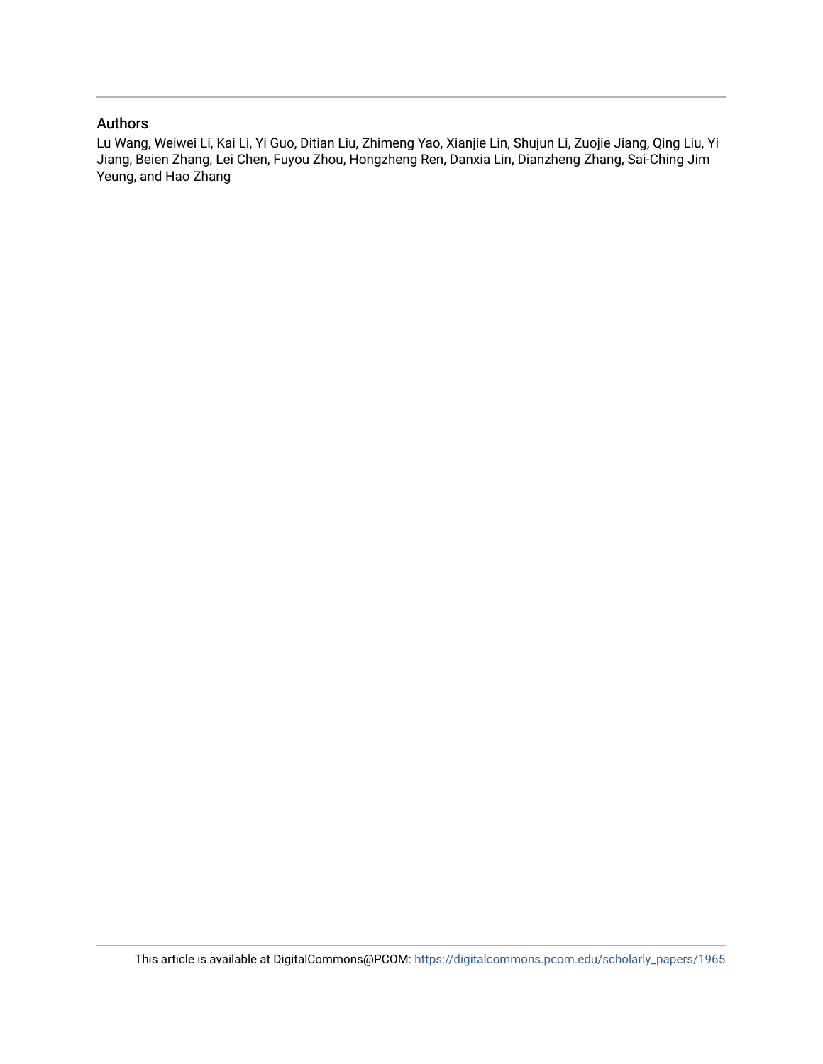## Authors

Lu Wang, Weiwei Li, Kai Li, Yi Guo, Ditian Liu, Zhimeng Yao, Xianjie Lin, Shujun Li, Zuojie Jiang, Qing Liu, Yi Jiang, Beien Zhang, Lei Chen, Fuyou Zhou, Hongzheng Ren, Danxia Lin, Dianzheng Zhang, Sai-Ching Jim Yeung, and Hao Zhang

This article is available at DigitalCommons@PCOM: https://digitalcommons.pcom.edu/scholarly_papers/1965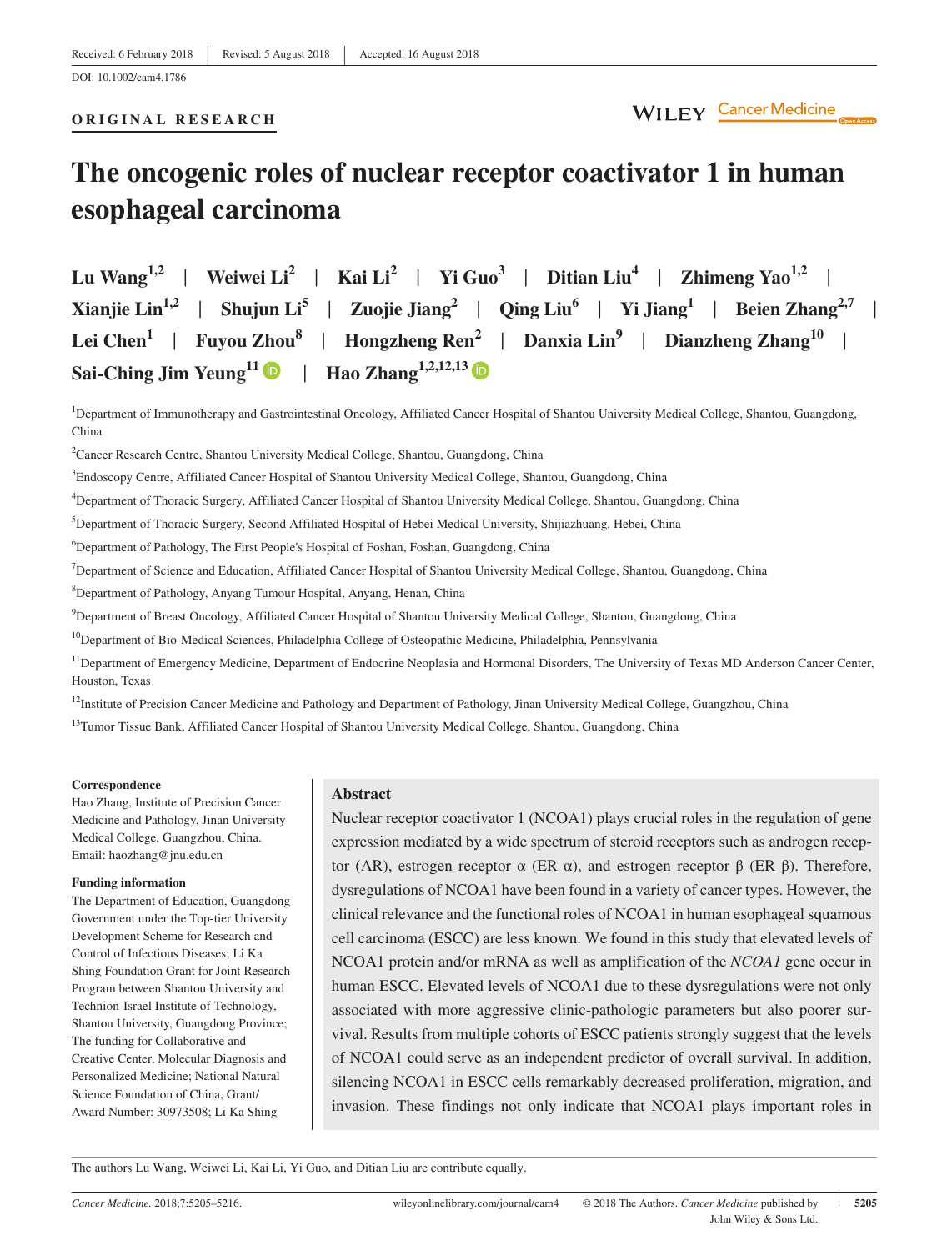ORIGINAL RESEARCH

# The oncogenic roles of nuclear receptor coactivator 1 in human esophageal carcinoma

Lu Wang[1,2] | Weiwei Li[2] | Kai Li[2] | Yi Guo[3] | Ditian Liu[4] | Zhimeng Yao[1,2] | Xianjie Lin[1,2] | Shujun Li[5] | Zuojie Jiang[2] | Qing Liu[6] | Yi Jiang[1] | Beien Zhang[2,7] | Lei Chen[1] | Fuyou Zhou[8] | Hongzheng Ren[2] | Danxia Lin[9] | Dianzheng Zhang[10] | Sai-Ching Jim Yeung[11] | Hao Zhang[1,2,12,13]

[1]Department of Immunotherapy and Gastrointestinal Oncology, Affiliated Cancer Hospital of Shantou University Medical College, Shantou, Guangdong, China

[2]Cancer Research Centre, Shantou University Medical College, Shantou, Guangdong, China

[3]Endoscopy Centre, Affiliated Cancer Hospital of Shantou University Medical College, Shantou, Guangdong, China

[4]Department of Thoracic Surgery, Affiliated Cancer Hospital of Shantou University Medical College, Shantou, Guangdong, China

[5]Department of Thoracic Surgery, Second Affiliated Hospital of Hebei Medical University, Shijiazhuang, Hebei, China

[6]Department of Pathology, The First People's Hospital of Foshan, Foshan, Guangdong, China

[7]Department of Science and Education, Affiliated Cancer Hospital of Shantou University Medical College, Shantou, Guangdong, China

[8]Department of Pathology, Anyang Tumour Hospital, Anyang, Henan, China

[9]Department of Breast Oncology, Affiliated Cancer Hospital of Shantou University Medical College, Shantou, Guangdong, China

[10]Department of Bio-Medical Sciences, Philadelphia College of Osteopathic Medicine, Philadelphia, Pennsylvania

[11]Department of Emergency Medicine, Department of Endocrine Neoplasia and Hormonal Disorders, The University of Texas MD Anderson Cancer Center, Houston, Texas

[12]Institute of Precision Cancer Medicine and Pathology and Department of Pathology, Jinan University Medical College, Guangzhou, China

[13]Tumor Tissue Bank, Affiliated Cancer Hospital of Shantou University Medical College, Shantou, Guangdong, China

**Correspondence**
Hao Zhang, Institute of Precision Cancer Medicine and Pathology, Jinan University Medical College, Guangzhou, China.
Email: haozhang@jnu.edu.cn

**Funding information**
The Department of Education, Guangdong Government under the Top-tier University Development Scheme for Research and Control of Infectious Diseases; Li Ka Shing Foundation Grant for Joint Research Program between Shantou University and Technion-Israel Institute of Technology, Shantou University, Guangdong Province; The funding for Collaborative and Creative Center, Molecular Diagnosis and Personalized Medicine; National Natural Science Foundation of China, Grant/Award Number: 30973508; Li Ka Shing

## Abstract

Nuclear receptor coactivator 1 (NCOA1) plays crucial roles in the regulation of gene expression mediated by a wide spectrum of steroid receptors such as androgen receptor (AR), estrogen receptor α (ER α), and estrogen receptor β (ER β). Therefore, dysregulations of NCOA1 have been found in a variety of cancer types. However, the clinical relevance and the functional roles of NCOA1 in human esophageal squamous cell carcinoma (ESCC) are less known. We found in this study that elevated levels of NCOA1 protein and/or mRNA as well as amplification of the *NCOA1* gene occur in human ESCC. Elevated levels of NCOA1 due to these dysregulations were not only associated with more aggressive clinic-pathologic parameters but also poorer survival. Results from multiple cohorts of ESCC patients strongly suggest that the levels of NCOA1 could serve as an independent predictor of overall survival. In addition, silencing NCOA1 in ESCC cells remarkably decreased proliferation, migration, and invasion. These findings not only indicate that NCOA1 plays important roles in

The authors Lu Wang, Weiwei Li, Kai Li, Yi Guo, and Ditian Liu are contribute equally.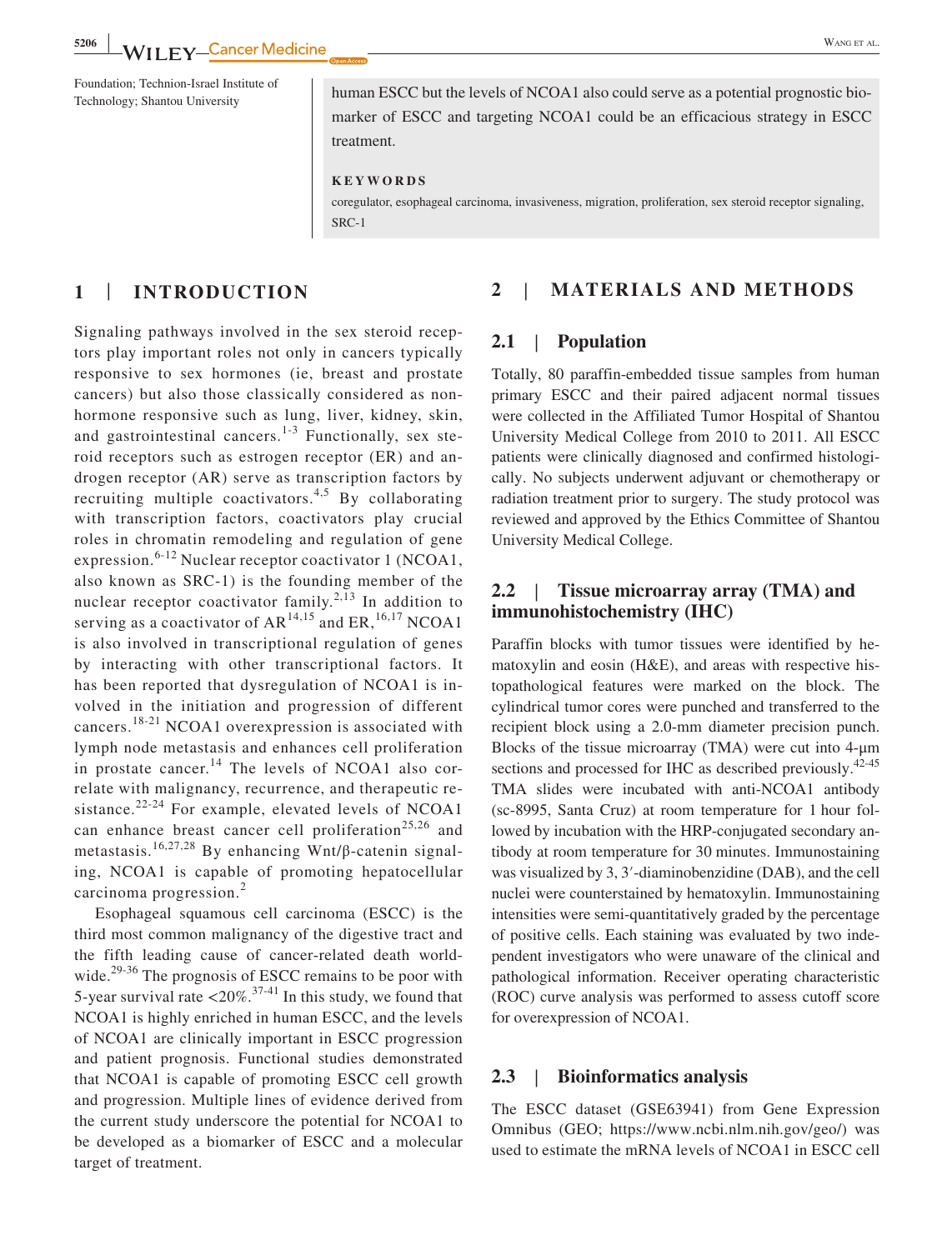Foundation; Technion-Israel Institute of Technology; Shantou University

human ESCC but the levels of NCOA1 also could serve as a potential prognostic biomarker of ESCC and targeting NCOA1 could be an efficacious strategy in ESCC treatment.

**KEYWORDS**

coregulator, esophageal carcinoma, invasiveness, migration, proliferation, sex steroid receptor signaling, SRC-1

## 1 | INTRODUCTION

Signaling pathways involved in the sex steroid receptors play important roles not only in cancers typically responsive to sex hormones (ie, breast and prostate cancers) but also those classically considered as non-hormone responsive such as lung, liver, kidney, skin, and gastrointestinal cancers.[1-3] Functionally, sex steroid receptors such as estrogen receptor (ER) and androgen receptor (AR) serve as transcription factors by recruiting multiple coactivators.[4,5] By collaborating with transcription factors, coactivators play crucial roles in chromatin remodeling and regulation of gene expression.[6-12] Nuclear receptor coactivator 1 (NCOA1, also known as SRC-1) is the founding member of the nuclear receptor coactivator family.[2,13] In addition to serving as a coactivator of AR[14,15] and ER,[16,17] NCOA1 is also involved in transcriptional regulation of genes by interacting with other transcriptional factors. It has been reported that dysregulation of NCOA1 is involved in the initiation and progression of different cancers.[18-21] NCOA1 overexpression is associated with lymph node metastasis and enhances cell proliferation in prostate cancer.[14] The levels of NCOA1 also correlate with malignancy, recurrence, and therapeutic resistance.[22-24] For example, elevated levels of NCOA1 can enhance breast cancer cell proliferation[25,26] and metastasis.[16,27,28] By enhancing Wnt/β-catenin signaling, NCOA1 is capable of promoting hepatocellular carcinoma progression.[2]

Esophageal squamous cell carcinoma (ESCC) is the third most common malignancy of the digestive tract and the fifth leading cause of cancer-related death worldwide.[29-36] The prognosis of ESCC remains to be poor with 5-year survival rate <20%.[37-41] In this study, we found that NCOA1 is highly enriched in human ESCC, and the levels of NCOA1 are clinically important in ESCC progression and patient prognosis. Functional studies demonstrated that NCOA1 is capable of promoting ESCC cell growth and progression. Multiple lines of evidence derived from the current study underscore the potential for NCOA1 to be developed as a biomarker of ESCC and a molecular target of treatment.

## 2 | MATERIALS AND METHODS

### 2.1 | Population

Totally, 80 paraffin-embedded tissue samples from human primary ESCC and their paired adjacent normal tissues were collected in the Affiliated Tumor Hospital of Shantou University Medical College from 2010 to 2011. All ESCC patients were clinically diagnosed and confirmed histologically. No subjects underwent adjuvant or chemotherapy or radiation treatment prior to surgery. The study protocol was reviewed and approved by the Ethics Committee of Shantou University Medical College.

### 2.2 | Tissue microarray array (TMA) and immunohistochemistry (IHC)

Paraffin blocks with tumor tissues were identified by hematoxylin and eosin (H&E), and areas with respective histopathological features were marked on the block. The cylindrical tumor cores were punched and transferred to the recipient block using a 2.0-mm diameter precision punch. Blocks of the tissue microarray (TMA) were cut into 4-μm sections and processed for IHC as described previously.[42-45] TMA slides were incubated with anti-NCOA1 antibody (sc-8995, Santa Cruz) at room temperature for 1 hour followed by incubation with the HRP-conjugated secondary antibody at room temperature for 30 minutes. Immunostaining was visualized by 3, 3′-diaminobenzidine (DAB), and the cell nuclei were counterstained by hematoxylin. Immunostaining intensities were semi-quantitatively graded by the percentage of positive cells. Each staining was evaluated by two independent investigators who were unaware of the clinical and pathological information. Receiver operating characteristic (ROC) curve analysis was performed to assess cutoff score for overexpression of NCOA1.

### 2.3 | Bioinformatics analysis

The ESCC dataset (GSE63941) from Gene Expression Omnibus (GEO; https://www.ncbi.nlm.nih.gov/geo/) was used to estimate the mRNA levels of NCOA1 in ESCC cell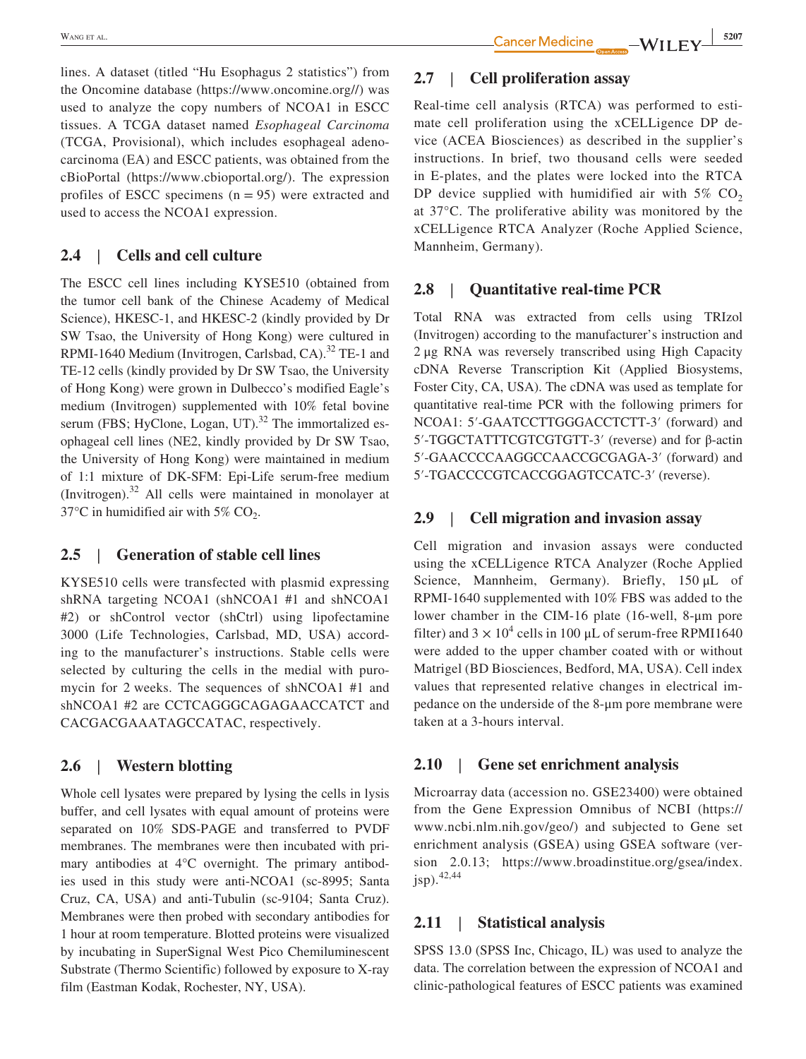lines. A dataset (titled "Hu Esophagus 2 statistics") from the Oncomine database (https://www.oncomine.org//) was used to analyze the copy numbers of NCOA1 in ESCC tissues. A TCGA dataset named *Esophageal Carcinoma* (TCGA, Provisional), which includes esophageal adenocarcinoma (EA) and ESCC patients, was obtained from the cBioPortal (https://www.cbioportal.org/). The expression profiles of ESCC specimens (n = 95) were extracted and used to access the NCOA1 expression.

## 2.4 | Cells and cell culture

The ESCC cell lines including KYSE510 (obtained from the tumor cell bank of the Chinese Academy of Medical Science), HKESC-1, and HKESC-2 (kindly provided by Dr SW Tsao, the University of Hong Kong) were cultured in RPMI-1640 Medium (Invitrogen, Carlsbad, CA).[32] TE-1 and TE-12 cells (kindly provided by Dr SW Tsao, the University of Hong Kong) were grown in Dulbecco's modified Eagle's medium (Invitrogen) supplemented with 10% fetal bovine serum (FBS; HyClone, Logan, UT).[32] The immortalized esophageal cell lines (NE2, kindly provided by Dr SW Tsao, the University of Hong Kong) were maintained in medium of 1:1 mixture of DK-SFM: Epi-Life serum-free medium (Invitrogen).[32] All cells were maintained in monolayer at 37°C in humidified air with 5% $CO_2$.

## 2.5 | Generation of stable cell lines

KYSE510 cells were transfected with plasmid expressing shRNA targeting NCOA1 (shNCOA1 #1 and shNCOA1 #2) or shControl vector (shCtrl) using lipofectamine 3000 (Life Technologies, Carlsbad, MD, USA) according to the manufacturer's instructions. Stable cells were selected by culturing the cells in the medial with puromycin for 2 weeks. The sequences of shNCOA1 #1 and shNCOA1 #2 are CCTCAGGGCAGAGAACCATCT and CACGACGAAATAGCCATAC, respectively.

## 2.6 | Western blotting

Whole cell lysates were prepared by lysing the cells in lysis buffer, and cell lysates with equal amount of proteins were separated on 10% SDS-PAGE and transferred to PVDF membranes. The membranes were then incubated with primary antibodies at 4°C overnight. The primary antibodies used in this study were anti-NCOA1 (sc-8995; Santa Cruz, CA, USA) and anti-Tubulin (sc-9104; Santa Cruz). Membranes were then probed with secondary antibodies for 1 hour at room temperature. Blotted proteins were visualized by incubating in SuperSignal West Pico Chemiluminescent Substrate (Thermo Scientific) followed by exposure to X-ray film (Eastman Kodak, Rochester, NY, USA).

## 2.7 | Cell proliferation assay

Real-time cell analysis (RTCA) was performed to estimate cell proliferation using the xCELLigence DP device (ACEA Biosciences) as described in the supplier's instructions. In brief, two thousand cells were seeded in E-plates, and the plates were locked into the RTCA DP device supplied with humidified air with 5% $CO_2$ at 37°C. The proliferative ability was monitored by the xCELLigence RTCA Analyzer (Roche Applied Science, Mannheim, Germany).

## 2.8 | Quantitative real-time PCR

Total RNA was extracted from cells using TRIzol (Invitrogen) according to the manufacturer's instruction and 2 μg RNA was reversely transcribed using High Capacity cDNA Reverse Transcription Kit (Applied Biosystems, Foster City, CA, USA). The cDNA was used as template for quantitative real-time PCR with the following primers for NCOA1: 5′-GAATCCTTGGGACCTCTT-3′ (forward) and 5′-TGGCTATTTCGTCGTGTT-3′ (reverse) and for β-actin 5′-GAACCCCAAGGCCAACCGCGAGA-3′ (forward) and 5′-TGACCCCGTCACCGGAGTCCATC-3′ (reverse).

## 2.9 | Cell migration and invasion assay

Cell migration and invasion assays were conducted using the xCELLigence RTCA Analyzer (Roche Applied Science, Mannheim, Germany). Briefly, 150 μL of RPMI-1640 supplemented with 10% FBS was added to the lower chamber in the CIM-16 plate (16-well, 8-μm pore filter) and $3 \times 10^4$ cells in 100 μL of serum-free RPMI1640 were added to the upper chamber coated with or without Matrigel (BD Biosciences, Bedford, MA, USA). Cell index values that represented relative changes in electrical impedance on the underside of the 8-μm pore membrane were taken at a 3-hours interval.

## 2.10 | Gene set enrichment analysis

Microarray data (accession no. GSE23400) were obtained from the Gene Expression Omnibus of NCBI (https://www.ncbi.nlm.nih.gov/geo/) and subjected to Gene set enrichment analysis (GSEA) using GSEA software (version 2.0.13; https://www.broadinstitute.org/gsea/index.jsp).[42,44]

## 2.11 | Statistical analysis

SPSS 13.0 (SPSS Inc, Chicago, IL) was used to analyze the data. The correlation between the expression of NCOA1 and clinic-pathological features of ESCC patients was examined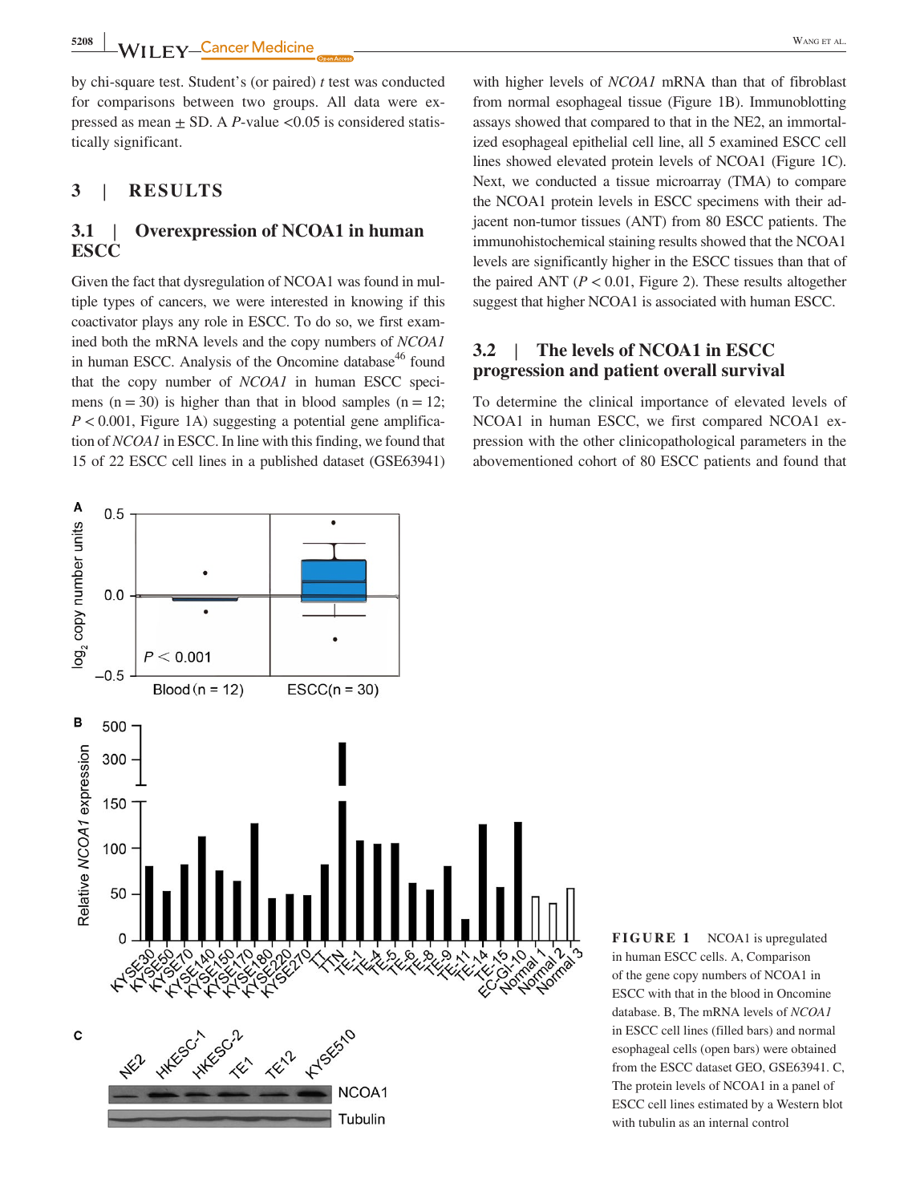by chi-square test. Student's (or paired) *t* test was conducted for comparisons between two groups. All data were expressed as mean ± SD. A *P*-value <0.05 is considered statistically significant.

## 3 | RESULTS

### 3.1 | Overexpression of NCOA1 in human ESCC

Given the fact that dysregulation of NCOA1 was found in multiple types of cancers, we were interested in knowing if this coactivator plays any role in ESCC. To do so, we first examined both the mRNA levels and the copy numbers of *NCOA1* in human ESCC. Analysis of the Oncomine database[46] found that the copy number of *NCOA1* in human ESCC specimens (n = 30) is higher than that in blood samples (n = 12; $P < 0.001$, Figure 1A) suggesting a potential gene amplification of *NCOA1* in ESCC. In line with this finding, we found that 15 of 22 ESCC cell lines in a published dataset (GSE63941) with higher levels of *NCOA1* mRNA than that of fibroblast from normal esophageal tissue (Figure 1B). Immunoblotting assays showed that compared to that in the NE2, an immortalized esophageal epithelial cell line, all 5 examined ESCC cell lines showed elevated protein levels of NCOA1 (Figure 1C). Next, we conducted a tissue microarray (TMA) to compare the NCOA1 protein levels in ESCC specimens with their adjacent non-tumor tissues (ANT) from 80 ESCC patients. The immunohistochemical staining results showed that the NCOA1 levels are significantly higher in the ESCC tissues than that of the paired ANT ($P < 0.01$, Figure 2). These results altogether suggest that higher NCOA1 is associated with human ESCC.

### 3.2 | The levels of NCOA1 in ESCC progression and patient overall survival

To determine the clinical importance of elevated levels of NCOA1 in human ESCC, we first compared NCOA1 expression with the other clinicopathological parameters in the abovementioned cohort of 80 ESCC patients and found that

**FIGURE 1** NCOA1 is upregulated in human ESCC cells. A, Comparison of the gene copy numbers of NCOA1 in ESCC with that in the blood in Oncomine database. B, The mRNA levels of *NCOA1* in ESCC cell lines (filled bars) and normal esophageal cells (open bars) were obtained from the ESCC dataset GEO, GSE63941. C, The protein levels of NCOA1 in a panel of ESCC cell lines estimated by a Western blot with tubulin as an internal control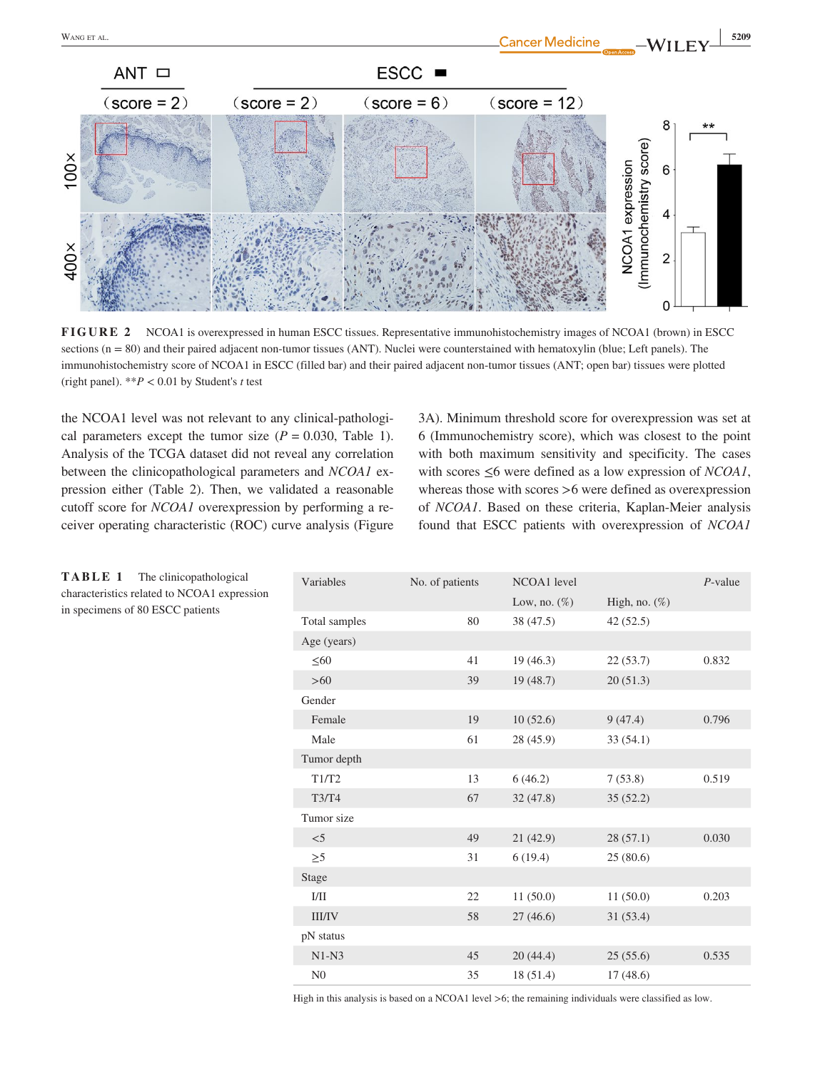**FIGURE 2** NCOA1 is overexpressed in human ESCC tissues. Representative immunohistochemistry images of NCOA1 (brown) in ESCC sections (n = 80) and their paired adjacent non-tumor tissues (ANT). Nuclei were counterstained with hematoxylin (blue; Left panels). The immunohistochemistry score of NCOA1 in ESCC (filled bar) and their paired adjacent non-tumor tissues (ANT; open bar) tissues were plotted (right panel). $^{**}P < 0.01$ by Student's *t* test

the NCOA1 level was not relevant to any clinical-pathological parameters except the tumor size ($P = 0.030$, Table 1). Analysis of the TCGA dataset did not reveal any correlation between the clinicopathological parameters and *NCOA1* expression either (Table 2). Then, we validated a reasonable cutoff score for *NCOA1* overexpression by performing a receiver operating characteristic (ROC) curve analysis (Figure 3A). Minimum threshold score for overexpression was set at 6 (Immunochemistry score), which was closest to the point with both maximum sensitivity and specificity. The cases with scores ≤6 were defined as a low expression of *NCOA1*, whereas those with scores >6 were defined as overexpression of *NCOA1*. Based on these criteria, Kaplan-Meier analysis found that ESCC patients with overexpression of *NCOA1*

**TABLE 1** The clinicopathological characteristics related to NCOA1 expression in specimens of 80 ESCC patients

| Variables | No. of patients | NCOA1 level | | *P*-value |
|---|---|---|---|---|
| | | Low, no. (%) | High, no. (%) | |
| Total samples | 80 | 38 (47.5) | 42 (52.5) | |
| Age (years) | | | | |
| ≤60 | 41 | 19 (46.3) | 22 (53.7) | 0.832 |
| >60 | 39 | 19 (48.7) | 20 (51.3) | |
| Gender | | | | |
| Female | 19 | 10 (52.6) | 9 (47.4) | 0.796 |
| Male | 61 | 28 (45.9) | 33 (54.1) | |
| Tumor depth | | | | |
| T1/T2 | 13 | 6 (46.2) | 7 (53.8) | 0.519 |
| T3/T4 | 67 | 32 (47.8) | 35 (52.2) | |
| Tumor size | | | | |
| <5 | 49 | 21 (42.9) | 28 (57.1) | 0.030 |
| ≥5 | 31 | 6 (19.4) | 25 (80.6) | |
| Stage | | | | |
| I/II | 22 | 11 (50.0) | 11 (50.0) | 0.203 |
| III/IV | 58 | 27 (46.6) | 31 (53.4) | |
| pN status | | | | |
| N1-N3 | 45 | 20 (44.4) | 25 (55.6) | 0.535 |
| N0 | 35 | 18 (51.4) | 17 (48.6) | |

High in this analysis is based on a NCOA1 level >6; the remaining individuals were classified as low.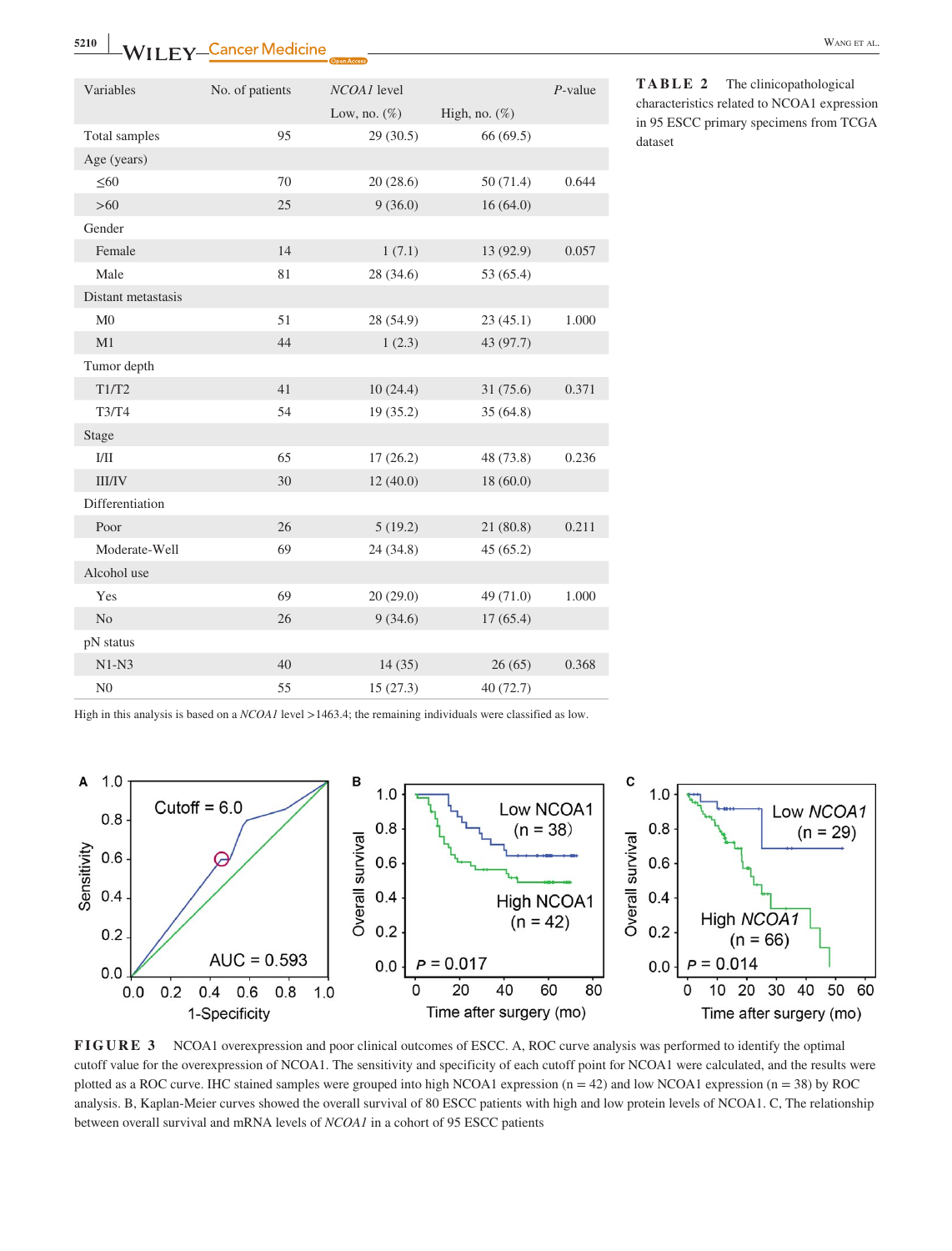**TABLE 2** The clinicopathological characteristics related to NCOA1 expression in 95 ESCC primary specimens from TCGA dataset

| Variables | No. of patients | *NCOA1* level | | *P*-value |
|---|---|---|---|---|
| | | Low, no. (%) | High, no. (%) | |
| Total samples | 95 | 29 (30.5) | 66 (69.5) | |
| Age (years) | | | | |
| ≤60 | 70 | 20 (28.6) | 50 (71.4) | 0.644 |
| >60 | 25 | 9 (36.0) | 16 (64.0) | |
| Gender | | | | |
| Female | 14 | 1 (7.1) | 13 (92.9) | 0.057 |
| Male | 81 | 28 (34.6) | 53 (65.4) | |
| Distant metastasis | | | | |
| M0 | 51 | 28 (54.9) | 23 (45.1) | 1.000 |
| M1 | 44 | 1 (2.3) | 43 (97.7) | |
| Tumor depth | | | | |
| T1/T2 | 41 | 10 (24.4) | 31 (75.6) | 0.371 |
| T3/T4 | 54 | 19 (35.2) | 35 (64.8) | |
| Stage | | | | |
| I/II | 65 | 17 (26.2) | 48 (73.8) | 0.236 |
| III/IV | 30 | 12 (40.0) | 18 (60.0) | |
| Differentiation | | | | |
| Poor | 26 | 5 (19.2) | 21 (80.8) | 0.211 |
| Moderate-Well | 69 | 24 (34.8) | 45 (65.2) | |
| Alcohol use | | | | |
| Yes | 69 | 20 (29.0) | 49 (71.0) | 1.000 |
| No | 26 | 9 (34.6) | 17 (65.4) | |
| pN status | | | | |
| N1-N3 | 40 | 14 (35) | 26 (65) | 0.368 |
| N0 | 55 | 15 (27.3) | 40 (72.7) | |

High in this analysis is based on a *NCOA1* level >1463.4; the remaining individuals were classified as low.

**FIGURE 3** NCOA1 overexpression and poor clinical outcomes of ESCC. A, ROC curve analysis was performed to identify the optimal cutoff value for the overexpression of NCOA1. The sensitivity and specificity of each cutoff point for NCOA1 were calculated, and the results were plotted as a ROC curve. IHC stained samples were grouped into high NCOA1 expression (n = 42) and low NCOA1 expression (n = 38) by ROC analysis. B, Kaplan-Meier curves showed the overall survival of 80 ESCC patients with high and low protein levels of NCOA1. C, The relationship between overall survival and mRNA levels of *NCOA1* in a cohort of 95 ESCC patients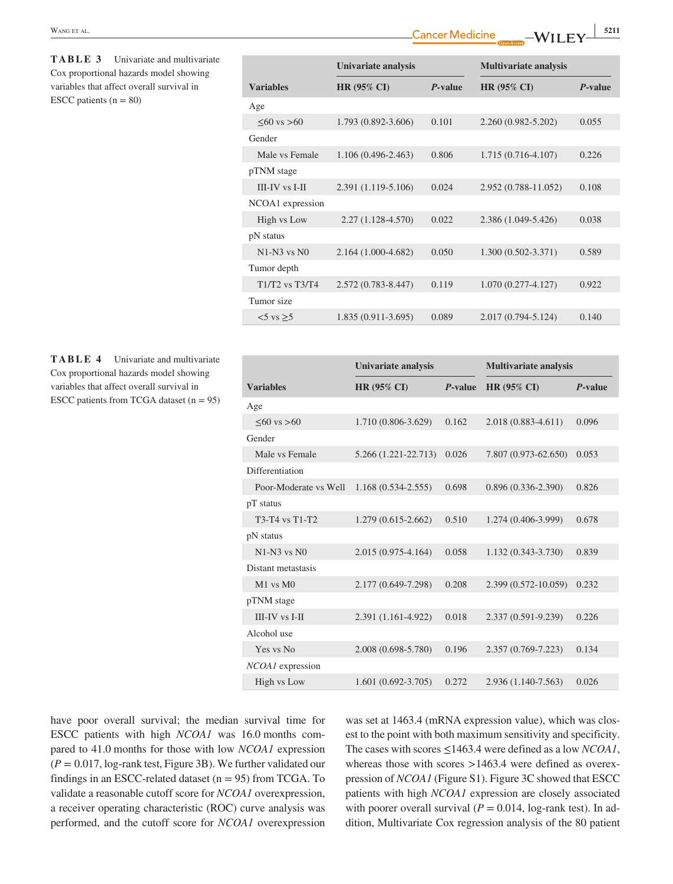**TABLE 3** Univariate and multivariate Cox proportional hazards model showing variables that affect overall survival in ESCC patients (n = 80)

| Variables | Univariate analysis | | Multivariate analysis | |
|---|---|---|---|---|
| | HR (95% CI) | *P*-value | HR (95% CI) | *P*-value |
| Age | | | | |
| ≤60 vs >60 | 1.793 (0.892-3.606) | 0.101 | 2.260 (0.982-5.202) | 0.055 |
| Gender | | | | |
| Male vs Female | 1.106 (0.496-2.463) | 0.806 | 1.715 (0.716-4.107) | 0.226 |
| pTNM stage | | | | |
| III-IV vs I-II | 2.391 (1.119-5.106) | 0.024 | 2.952 (0.788-11.052) | 0.108 |
| NCOA1 expression | | | | |
| High vs Low | 2.27 (1.128-4.570) | 0.022 | 2.386 (1.049-5.426) | 0.038 |
| pN status | | | | |
| N1-N3 vs N0 | 2.164 (1.000-4.682) | 0.050 | 1.300 (0.502-3.371) | 0.589 |
| Tumor depth | | | | |
| T1/T2 vs T3/T4 | 2.572 (0.783-8.447) | 0.119 | 1.070 (0.277-4.127) | 0.922 |
| Tumor size | | | | |
| <5 vs ≥5 | 1.835 (0.911-3.695) | 0.089 | 2.017 (0.794-5.124) | 0.140 |

**TABLE 4** Univariate and multivariate Cox proportional hazards model showing variables that affect overall survival in ESCC patients from TCGA dataset (n = 95)

| Variables | Univariate analysis | | Multivariate analysis | |
|---|---|---|---|---|
| | HR (95% CI) | *P*-value | HR (95% CI) | *P*-value |
| Age | | | | |
| ≤60 vs >60 | 1.710 (0.806-3.629) | 0.162 | 2.018 (0.883-4.611) | 0.096 |
| Gender | | | | |
| Male vs Female | 5.266 (1.221-22.713) | 0.026 | 7.807 (0.973-62.650) | 0.053 |
| Differentiation | | | | |
| Poor-Moderate vs Well | 1.168 (0.534-2.555) | 0.698 | 0.896 (0.336-2.390) | 0.826 |
| pT status | | | | |
| T3-T4 vs T1-T2 | 1.279 (0.615-2.662) | 0.510 | 1.274 (0.406-3.999) | 0.678 |
| pN status | | | | |
| N1-N3 vs N0 | 2.015 (0.975-4.164) | 0.058 | 1.132 (0.343-3.730) | 0.839 |
| Distant metastasis | | | | |
| M1 vs M0 | 2.177 (0.649-7.298) | 0.208 | 2.399 (0.572-10.059) | 0.232 |
| pTNM stage | | | | |
| III-IV vs I-II | 2.391 (1.161-4.922) | 0.018 | 2.337 (0.591-9.239) | 0.226 |
| Alcohol use | | | | |
| Yes vs No | 2.008 (0.698-5.780) | 0.196 | 2.357 (0.769-7.223) | 0.134 |
| *NCOA1* expression | | | | |
| High vs Low | 1.601 (0.692-3.705) | 0.272 | 2.936 (1.140-7.563) | 0.026 |

have poor overall survival; the median survival time for ESCC patients with high *NCOA1* was 16.0 months compared to 41.0 months for those with low *NCOA1* expression ($P = 0.017$, log-rank test, Figure 3B). We further validated our findings in an ESCC-related dataset (n = 95) from TCGA. To validate a reasonable cutoff score for *NCOA1* overexpression, a receiver operating characteristic (ROC) curve analysis was performed, and the cutoff score for *NCOA1* overexpression was set at 1463.4 (mRNA expression value), which was closest to the point with both maximum sensitivity and specificity. The cases with scores ≤1463.4 were defined as a low *NCOA1*, whereas those with scores >1463.4 were defined as overexpression of *NCOA1* (Figure S1). Figure 3C showed that ESCC patients with high *NCOA1* expression are closely associated with poorer overall survival ($P = 0.014$, log-rank test). In addition, Multivariate Cox regression analysis of the 80 patient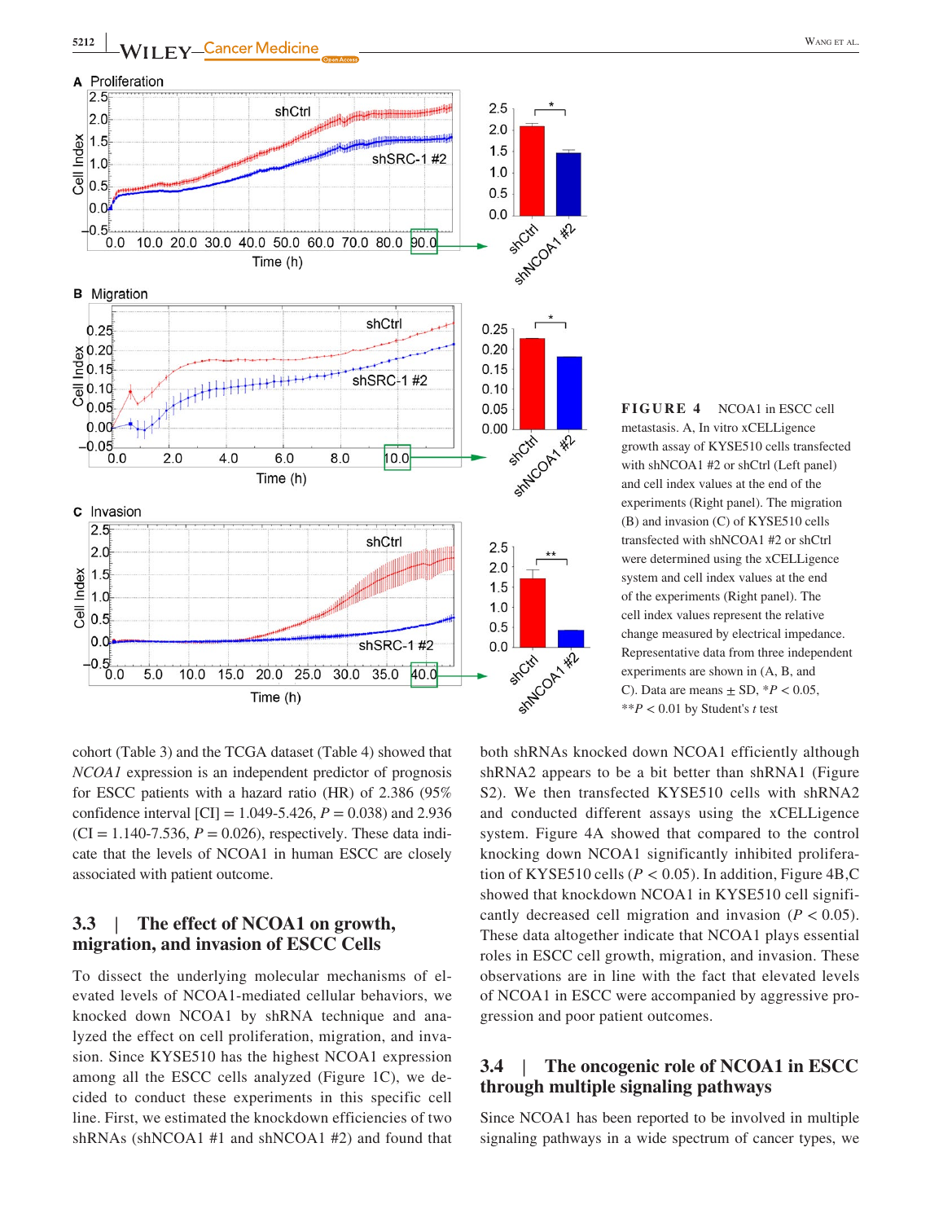**FIGURE 4** NCOA1 in ESCC cell metastasis. A, In vitro xCELLigence growth assay of KYSE510 cells transfected with shNCOA1 #2 or shCtrl (Left panel) and cell index values at the end of the experiments (Right panel). The migration (B) and invasion (C) of KYSE510 cells transfected with shNCOA1 #2 or shCtrl were determined using the xCELLigence system and cell index values at the end of the experiments (Right panel). The cell index values represent the relative change measured by electrical impedance. Representative data from three independent experiments are shown in (A, B, and C). Data are means ± SD, \*$P < 0.05$, \*\*$P < 0.01$ by Student's *t* test

cohort (Table 3) and the TCGA dataset (Table 4) showed that *NCOA1* expression is an independent predictor of prognosis for ESCC patients with a hazard ratio (HR) of 2.386 (95% confidence interval [CI] = 1.049-5.426, $P = 0.038$) and 2.936 (CI = 1.140-7.536, $P = 0.026$), respectively. These data indicate that the levels of NCOA1 in human ESCC are closely associated with patient outcome.

## 3.3 | The effect of NCOA1 on growth, migration, and invasion of ESCC Cells

To dissect the underlying molecular mechanisms of elevated levels of NCOA1-mediated cellular behaviors, we knocked down NCOA1 by shRNA technique and analyzed the effect on cell proliferation, migration, and invasion. Since KYSE510 has the highest NCOA1 expression among all the ESCC cells analyzed (Figure 1C), we decided to conduct these experiments in this specific cell line. First, we estimated the knockdown efficiencies of two shRNAs (shNCOA1 #1 and shNCOA1 #2) and found that both shRNAs knocked down NCOA1 efficiently although shRNA2 appears to be a bit better than shRNA1 (Figure S2). We then transfected KYSE510 cells with shRNA2 and conducted different assays using the xCELLigence system. Figure 4A showed that compared to the control knocking down NCOA1 significantly inhibited proliferation of KYSE510 cells ($P < 0.05$). In addition, Figure 4B,C showed that knocking down NCOA1 in KYSE510 cell significantly decreased cell migration and invasion ($P < 0.05$). These data altogether indicate that NCOA1 plays essential roles in ESCC cell growth, migration, and invasion. These observations are in line with the fact that elevated levels of NCOA1 in ESCC were accompanied by aggressive progression and poor patient outcomes.

## 3.4 | The oncogenic role of NCOA1 in ESCC through multiple signaling pathways

Since NCOA1 has been reported to be involved in multiple signaling pathways in a wide spectrum of cancer types, we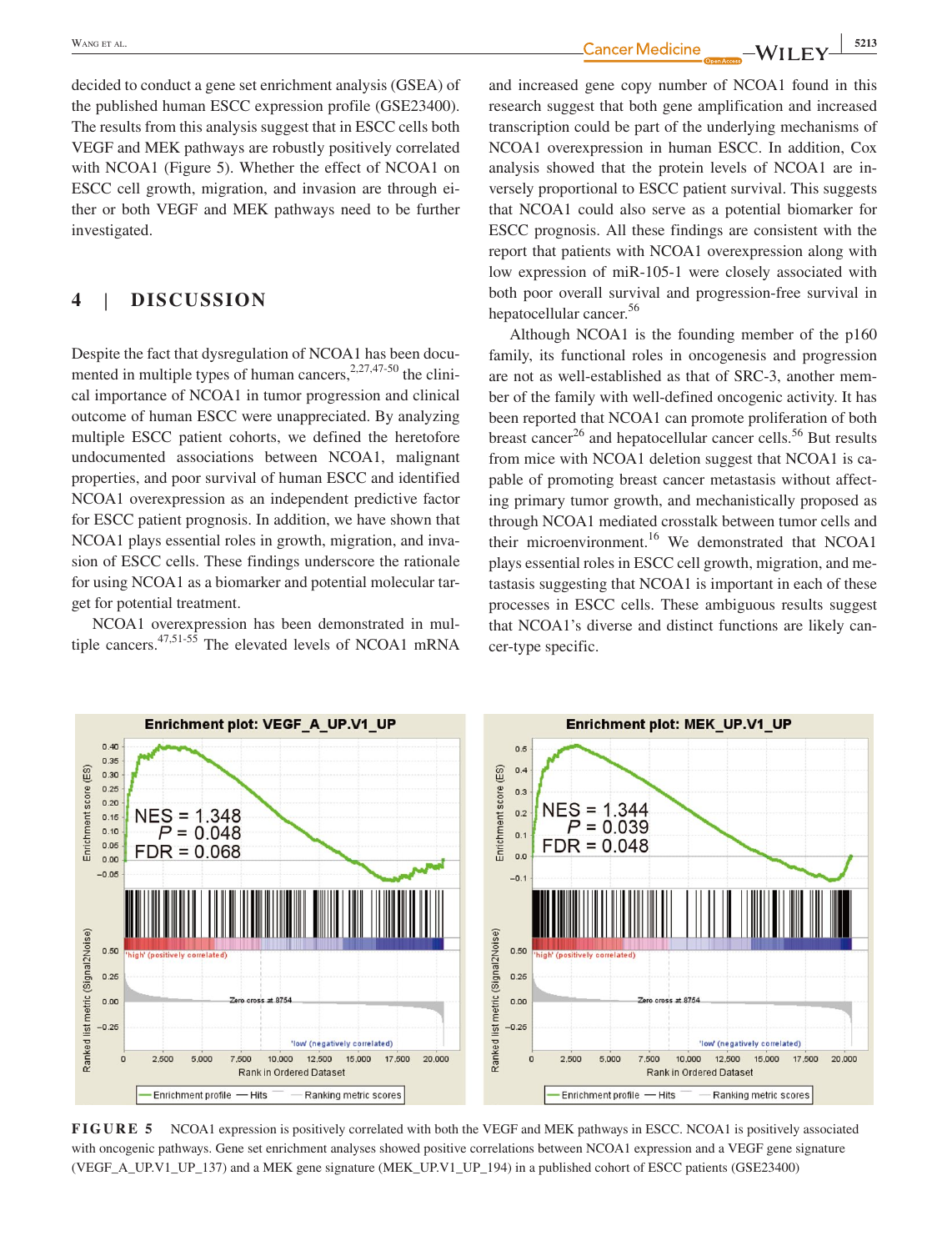decided to conduct a gene set enrichment analysis (GSEA) of the published human ESCC expression profile (GSE23400). The results from this analysis suggest that in ESCC cells both VEGF and MEK pathways are robustly positively correlated with NCOA1 (Figure 5). Whether the effect of NCOA1 on ESCC cell growth, migration, and invasion are through either or both VEGF and MEK pathways need to be further investigated.

## 4 | DISCUSSION

Despite the fact that dysregulation of NCOA1 has been documented in multiple types of human cancers,[2,27,47-50] the clinical importance of NCOA1 in tumor progression and clinical outcome of human ESCC were unappreciated. By analyzing multiple ESCC patient cohorts, we defined the heretofore undocumented associations between NCOA1, malignant properties, and poor survival of human ESCC and identified NCOA1 overexpression as an independent predictive factor for ESCC patient prognosis. In addition, we have shown that NCOA1 plays essential roles in growth, migration, and invasion of ESCC cells. These findings underscore the rationale for using NCOA1 as a biomarker and potential molecular target for potential treatment.

NCOA1 overexpression has been demonstrated in multiple cancers.[47,51-55] The elevated levels of NCOA1 mRNA and increased gene copy number of NCOA1 found in this research suggest that both gene amplification and increased transcription could be part of the underlying mechanisms of NCOA1 overexpression in human ESCC. In addition, Cox analysis showed that the protein levels of NCOA1 are inversely proportional to ESCC patient survival. This suggests that NCOA1 could also serve as a potential biomarker for ESCC prognosis. All these findings are consistent with the report that patients with NCOA1 overexpression along with low expression of miR-105-1 were closely associated with both poor overall survival and progression-free survival in hepatocellular cancer.[56]

Although NCOA1 is the founding member of the p160 family, its functional roles in oncogenesis and progression are not as well-established as that of SRC-3, another member of the family with well-defined oncogenic activity. It has been reported that NCOA1 can promote proliferation of both breast cancer[26] and hepatocellular cancer cells.[56] But results from mice with NCOA1 deletion suggest that NCOA1 is capable of promoting breast cancer metastasis without affecting primary tumor growth, and mechanistically proposed as through NCOA1 mediated crosstalk between tumor cells and their microenvironment.[16] We demonstrated that NCOA1 plays essential roles in ESCC cell growth, migration, and metastasis suggesting that NCOA1 is important in each of these processes in ESCC cells. These ambiguous results suggest that NCOA1's diverse and distinct functions are likely cancer-type specific.

**FIGURE 5** NCOA1 expression is positively correlated with both the VEGF and MEK pathways in ESCC. NCOA1 is positively associated with oncogenic pathways. Gene set enrichment analyses showed positive correlations between NCOA1 expression and a VEGF gene signature (VEGF_A_UP.V1_UP_137) and a MEK gene signature (MEK_UP.V1_UP_194) in a published cohort of ESCC patients (GSE23400)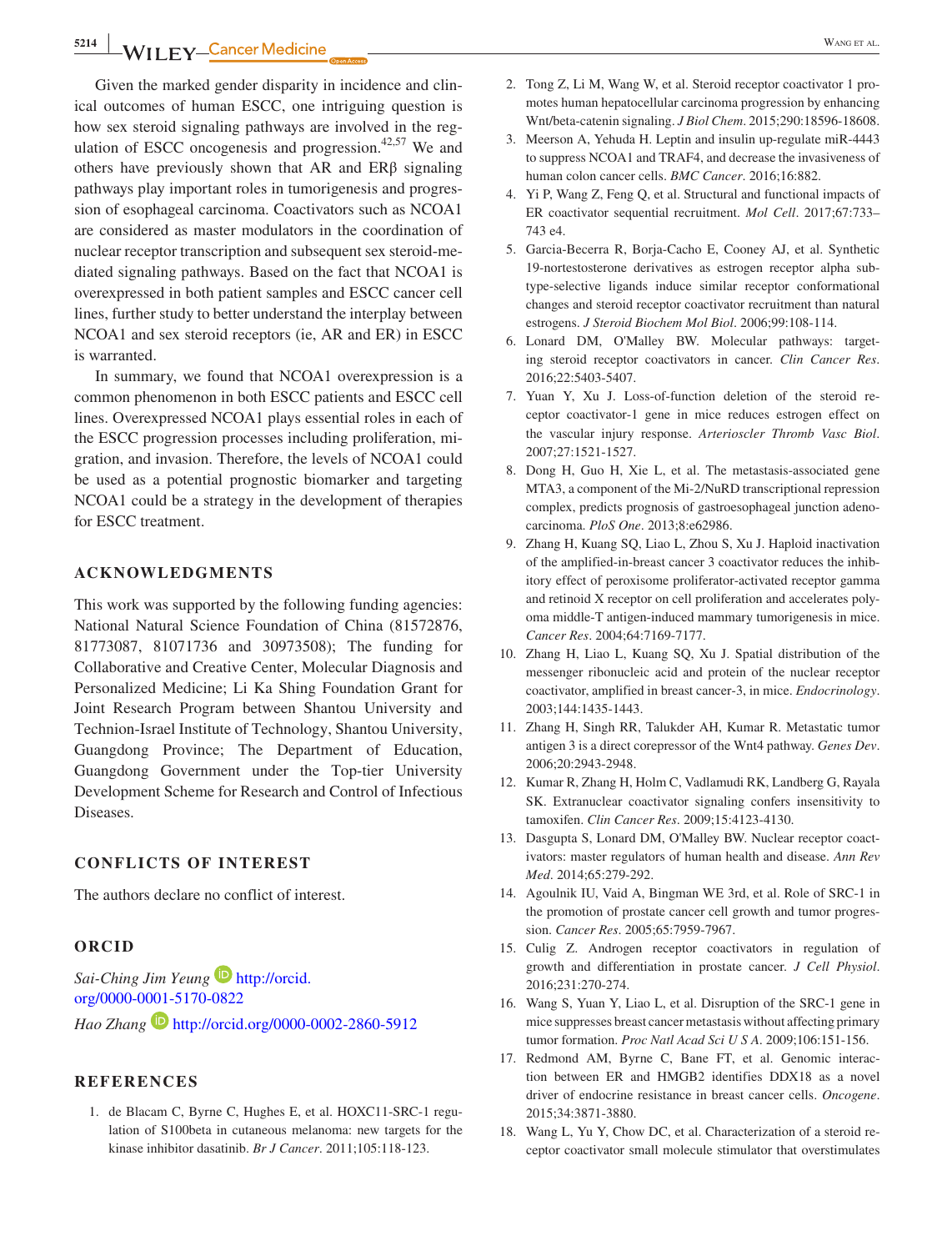Given the marked gender disparity in incidence and clinical outcomes of human ESCC, one intriguing question is how sex steroid signaling pathways are involved in the regulation of ESCC oncogenesis and progression.[42,57] We and others have previously shown that AR and ERβ signaling pathways play important roles in tumorigenesis and progression of esophageal carcinoma. Coactivators such as NCOA1 are considered as master modulators in the coordination of nuclear receptor transcription and subsequent sex steroid-mediated signaling pathways. Based on the fact that NCOA1 is overexpressed in both patient samples and ESCC cancer cell lines, further study to better understand the interplay between NCOA1 and sex steroid receptors (ie, AR and ER) in ESCC is warranted.

In summary, we found that NCOA1 overexpression is a common phenomenon in both ESCC patients and ESCC cell lines. Overexpressed NCOA1 plays essential roles in each of the ESCC progression processes including proliferation, migration, and invasion. Therefore, the levels of NCOA1 could be used as a potential prognostic biomarker and targeting NCOA1 could be a strategy in the development of therapies for ESCC treatment.

## ACKNOWLEDGMENTS

This work was supported by the following funding agencies: National Natural Science Foundation of China (81572876, 81773087, 81071736 and 30973508); The funding for Collaborative and Creative Center, Molecular Diagnosis and Personalized Medicine; Li Ka Shing Foundation Grant for Joint Research Program between Shantou University and Technion-Israel Institute of Technology, Shantou University, Guangdong Province; The Department of Education, Guangdong Government under the Top-tier University Development Scheme for Research and Control of Infectious Diseases.

## CONFLICTS OF INTEREST

The authors declare no conflict of interest.

## ORCID

*Sai-Ching Jim Yeung* http://orcid.org/0000-0001-5170-0822

*Hao Zhang* http://orcid.org/0000-0002-2860-5912

## REFERENCES

1. de Blacam C, Byrne C, Hughes E, et al. HOXC11-SRC-1 regulation of S100beta in cutaneous melanoma: new targets for the kinase inhibitor dasatinib. *Br J Cancer*. 2011;105:118-123.
2. Tong Z, Li M, Wang W, et al. Steroid receptor coactivator 1 promotes human hepatocellular carcinoma progression by enhancing Wnt/beta-catenin signaling. *J Biol Chem*. 2015;290:18596-18608.
3. Meerson A, Yehuda H. Leptin and insulin up-regulate miR-4443 to suppress NCOA1 and TRAF4, and decrease the invasiveness of human colon cancer cells. *BMC Cancer*. 2016;16:882.
4. Yi P, Wang Z, Feng Q, et al. Structural and functional impacts of ER coactivator sequential recruitment. *Mol Cell*. 2017;67:733–743 e4.
5. Garcia-Becerra R, Borja-Cacho E, Cooney AJ, et al. Synthetic 19-nortestosterone derivatives as estrogen receptor alpha subtype-selective ligands induce similar receptor conformational changes and steroid receptor coactivator recruitment than natural estrogens. *J Steroid Biochem Mol Biol*. 2006;99:108-114.
6. Lonard DM, O'Malley BW. Molecular pathways: targeting steroid receptor coactivators in cancer. *Clin Cancer Res*. 2016;22:5403-5407.
7. Yuan Y, Xu J. Loss-of-function deletion of the steroid receptor coactivator-1 gene in mice reduces estrogen effect on the vascular injury response. *Arterioscler Thromb Vasc Biol*. 2007;27:1521-1527.
8. Dong H, Guo H, Xie L, et al. The metastasis-associated gene MTA3, a component of the Mi-2/NuRD transcriptional repression complex, predicts prognosis of gastroesophageal junction adenocarcinoma. *PloS One*. 2013;8:e62986.
9. Zhang H, Kuang SQ, Liao L, Zhou S, Xu J. Haploid inactivation of the amplified-in-breast cancer 3 coactivator reduces the inhibitory effect of peroxisome proliferator-activated receptor gamma and retinoid X receptor on cell proliferation and accelerates polyoma middle-T antigen-induced mammary tumorigenesis in mice. *Cancer Res*. 2004;64:7169-7177.
10. Zhang H, Liao L, Kuang SQ, Xu J. Spatial distribution of the messenger ribonucleic acid and protein of the nuclear receptor coactivator, amplified in breast cancer-3, in mice. *Endocrinology*. 2003;144:1435-1443.
11. Zhang H, Singh RR, Talukder AH, Kumar R. Metastatic tumor antigen 3 is a direct corepressor of the Wnt4 pathway. *Genes Dev*. 2006;20:2943-2948.
12. Kumar R, Zhang H, Holm C, Vadlamudi RK, Landberg G, Rayala SK. Extranuclear coactivator signaling confers insensitivity to tamoxifen. *Clin Cancer Res*. 2009;15:4123-4130.
13. Dasgupta S, Lonard DM, O'Malley BW. Nuclear receptor coactivators: master regulators of human health and disease. *Ann Rev Med*. 2014;65:279-292.
14. Agoulnik IU, Vaid A, Bingman WE 3rd, et al. Role of SRC-1 in the promotion of prostate cancer cell growth and tumor progression. *Cancer Res*. 2005;65:7959-7967.
15. Culig Z. Androgen receptor coactivators in regulation of growth and differentiation in prostate cancer. *J Cell Physiol*. 2016;231:270-274.
16. Wang S, Yuan Y, Liao L, et al. Disruption of the SRC-1 gene in mice suppresses breast cancer metastasis without affecting primary tumor formation. *Proc Natl Acad Sci U S A*. 2009;106:151-156.
17. Redmond AM, Byrne C, Bane FT, et al. Genomic interaction between ER and HMGB2 identifies DDX18 as a novel driver of endocrine resistance in breast cancer cells. *Oncogene*. 2015;34:3871-3880.
18. Wang L, Yu Y, Chow DC, et al. Characterization of a steroid receptor coactivator small molecule stimulator that overstimulates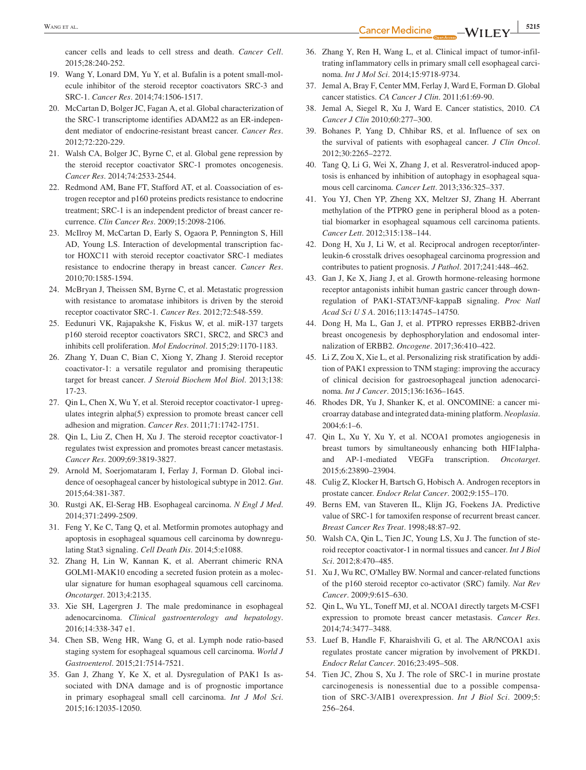cancer cells and leads to cell stress and death. *Cancer Cell*. 2015;28:240-252.

19. Wang Y, Lonard DM, Yu Y, et al. Bufalin is a potent small-molecule inhibitor of the steroid receptor coactivators SRC-3 and SRC-1. *Cancer Res*. 2014;74:1506-1517.
20. McCartan D, Bolger JC, Fagan A, et al. Global characterization of the SRC-1 transcriptome identifies ADAM22 as an ER-independent mediator of endocrine-resistant breast cancer. *Cancer Res*. 2012;72:220-229.
21. Walsh CA, Bolger JC, Byrne C, et al. Global gene repression by the steroid receptor coactivator SRC-1 promotes oncogenesis. *Cancer Res*. 2014;74:2533-2544.
22. Redmond AM, Bane FT, Stafford AT, et al. Coassociation of estrogen receptor and p160 proteins predicts resistance to endocrine treatment; SRC-1 is an independent predictor of breast cancer recurrence. *Clin Cancer Res*. 2009;15:2098-2106.
23. McIlroy M, McCartan D, Early S, Ogaora P, Pennington S, Hill AD, Young LS. Interaction of developmental transcription factor HOXC11 with steroid receptor coactivator SRC-1 mediates resistance to endocrine therapy in breast cancer. *Cancer Res*. 2010;70:1585-1594.
24. McBryan J, Theissen SM, Byrne C, et al. Metastatic progression with resistance to aromatase inhibitors is driven by the steroid receptor coactivator SRC-1. *Cancer Res*. 2012;72:548-559.
25. Eedunuri VK, Rajapakshe K, Fiskus W, et al. miR-137 targets p160 steroid receptor coactivators SRC1, SRC2, and SRC3 and inhibits cell proliferation. *Mol Endocrinol*. 2015;29:1170-1183.
26. Zhang Y, Duan C, Bian C, Xiong Y, Zhang J. Steroid receptor coactivator-1: a versatile regulator and promising therapeutic target for breast cancer. *J Steroid Biochem Mol Biol*. 2013;138:17-23.
27. Qin L, Chen X, Wu Y, et al. Steroid receptor coactivator-1 upregulates integrin alpha(5) expression to promote breast cancer cell adhesion and migration. *Cancer Res*. 2011;71:1742-1751.
28. Qin L, Liu Z, Chen H, Xu J. The steroid receptor coactivator-1 regulates twist expression and promotes breast cancer metastasis. *Cancer Res*. 2009;69:3819-3827.
29. Arnold M, Soerjomataram I, Ferlay J, Forman D. Global incidence of oesophageal cancer by histological subtype in 2012. *Gut*. 2015;64:381-387.
30. Rustgi AK, El-Serag HB. Esophageal carcinoma. *N Engl J Med*. 2014;371:2499-2509.
31. Feng Y, Ke C, Tang Q, et al. Metformin promotes autophagy and apoptosis in esophageal squamous cell carcinoma by downregulating Stat3 signaling. *Cell Death Dis*. 2014;5:e1088.
32. Zhang H, Lin W, Kannan K, et al. Aberrant chimeric RNA GOLM1-MAK10 encoding a secreted fusion protein as a molecular signature for human esophageal squamous cell carcinoma. *Oncotarget*. 2013;4:2135.
33. Xie SH, Lagergren J. The male predominance in esophageal adenocarcinoma. *Clinical gastroenterology and hepatology*. 2016;14:338-347 e1.
34. Chen SB, Weng HR, Wang G, et al. Lymph node ratio-based staging system for esophageal squamous cell carcinoma. *World J Gastroenterol*. 2015;21:7514-7521.
35. Gan J, Zhang Y, Ke X, et al. Dysregulation of PAK1 Is associated with DNA damage and is of prognostic importance in primary esophageal small cell carcinoma. *Int J Mol Sci*. 2015;16:12035-12050.
36. Zhang Y, Ren H, Wang L, et al. Clinical impact of tumor-infiltrating inflammatory cells in primary small cell esophageal carcinoma. *Int J Mol Sci*. 2014;15:9718-9734.
37. Jemal A, Bray F, Center MM, Ferlay J, Ward E, Forman D. Global cancer statistics. *CA Cancer J Clin*. 2011;61:69-90.
38. Jemal A, Siegel R, Xu J, Ward E. Cancer statistics, 2010. *CA Cancer J Clin* 2010;60:277–300.
39. Bohanes P, Yang D, Chhibar RS, et al. Influence of sex on the survival of patients with esophageal cancer. *J Clin Oncol*. 2012;30:2265–2272.
40. Tang Q, Li G, Wei X, Zhang J, et al. Resveratrol-induced apoptosis is enhanced by inhibition of autophagy in esophageal squamous cell carcinoma. *Cancer Lett*. 2013;336:325–337.
41. You YJ, Chen YP, Zheng XX, Meltzer SJ, Zhang H. Aberrant methylation of the PTPRO gene in peripheral blood as a potential biomarker in esophageal squamous cell carcinoma patients. *Cancer Lett*. 2012;315:138–144.
42. Dong H, Xu J, Li W, et al. Reciprocal androgen receptor/interleukin-6 crosstalk drives oesophageal carcinoma progression and contributes to patient prognosis. *J Pathol*. 2017;241:448–462.
43. Gan J, Ke X, Jiang J, et al. Growth hormone-releasing hormone receptor antagonists inhibit human gastric cancer through downregulation of PAK1-STAT3/NF-kappaB signaling. *Proc Natl Acad Sci U S A*. 2016;113:14745–14750.
44. Dong H, Ma L, Gan J, et al. PTPRO represses ERBB2-driven breast oncogenesis by dephosphorylation and endosomal internalization of ERBB2. *Oncogene*. 2017;36:410–422.
45. Li Z, Zou X, Xie L, et al. Personalizing risk stratification by addition of PAK1 expression to TNM staging: improving the accuracy of clinical decision for gastroesophageal junction adenocarcinoma. *Int J Cancer*. 2015;136:1636–1645.
46. Rhodes DR, Yu J, Shanker K, et al. ONCOMINE: a cancer microarray database and integrated data-mining platform. *Neoplasia*. 2004;6:1–6.
47. Qin L, Xu Y, Xu Y, et al. NCOA1 promotes angiogenesis in breast tumors by simultaneously enhancing both HIF1alpha- and AP-1-mediated VEGFa transcription. *Oncotarget*. 2015;6:23890–23904.
48. Culig Z, Klocker H, Bartsch G, Hobisch A. Androgen receptors in prostate cancer. *Endocr Relat Cancer*. 2002;9:155–170.
49. Berns EM, van Staveren IL, Klijn JG, Foekens JA. Predictive value of SRC-1 for tamoxifen response of recurrent breast cancer. *Breast Cancer Res Treat*. 1998;48:87–92.
50. Walsh CA, Qin L, Tien JC, Young LS, Xu J. The function of steroid receptor coactivator-1 in normal tissues and cancer. *Int J Biol Sci*. 2012;8:470–485.
51. Xu J, Wu RC, O'Malley BW. Normal and cancer-related functions of the p160 steroid receptor co-activator (SRC) family. *Nat Rev Cancer*. 2009;9:615–630.
52. Qin L, Wu YL, Toneff MJ, et al. NCOA1 directly targets M-CSF1 expression to promote breast cancer metastasis. *Cancer Res*. 2014;74:3477–3488.
53. Luef B, Handle F, Kharaishvili G, et al. The AR/NCOA1 axis regulates prostate cancer migration by involvement of PRKD1. *Endocr Relat Cancer*. 2016;23:495–508.
54. Tien JC, Zhou S, Xu J. The role of SRC-1 in murine prostate carcinogenesis is nonessential due to a possible compensation of SRC-3/AIB1 overexpression. *Int J Biol Sci*. 2009;5:256–264.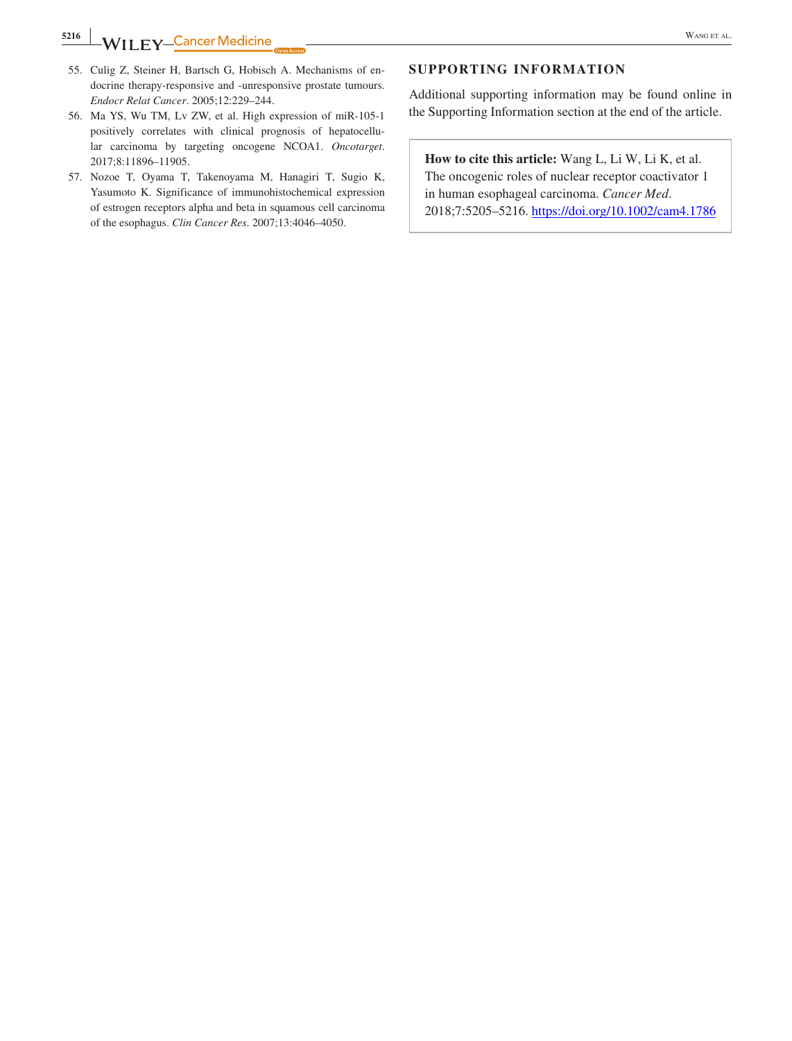55. Culig Z, Steiner H, Bartsch G, Hobisch A. Mechanisms of endocrine therapy-responsive and -unresponsive prostate tumours. *Endocr Relat Cancer*. 2005;12:229–244.
56. Ma YS, Wu TM, Lv ZW, et al. High expression of miR-105-1 positively correlates with clinical prognosis of hepatocellular carcinoma by targeting oncogene NCOA1. *Oncotarget*. 2017;8:11896–11905.
57. Nozoe T, Oyama T, Takenoyama M, Hanagiri T, Sugio K, Yasumoto K. Significance of immunohistochemical expression of estrogen receptors alpha and beta in squamous cell carcinoma of the esophagus. *Clin Cancer Res*. 2007;13:4046–4050.

## SUPPORTING INFORMATION

Additional supporting information may be found online in the Supporting Information section at the end of the article.

**How to cite this article:** Wang L, Li W, Li K, et al. The oncogenic roles of nuclear receptor coactivator 1 in human esophageal carcinoma. *Cancer Med*. 2018;7:5205–5216. https://doi.org/10.1002/cam4.1786